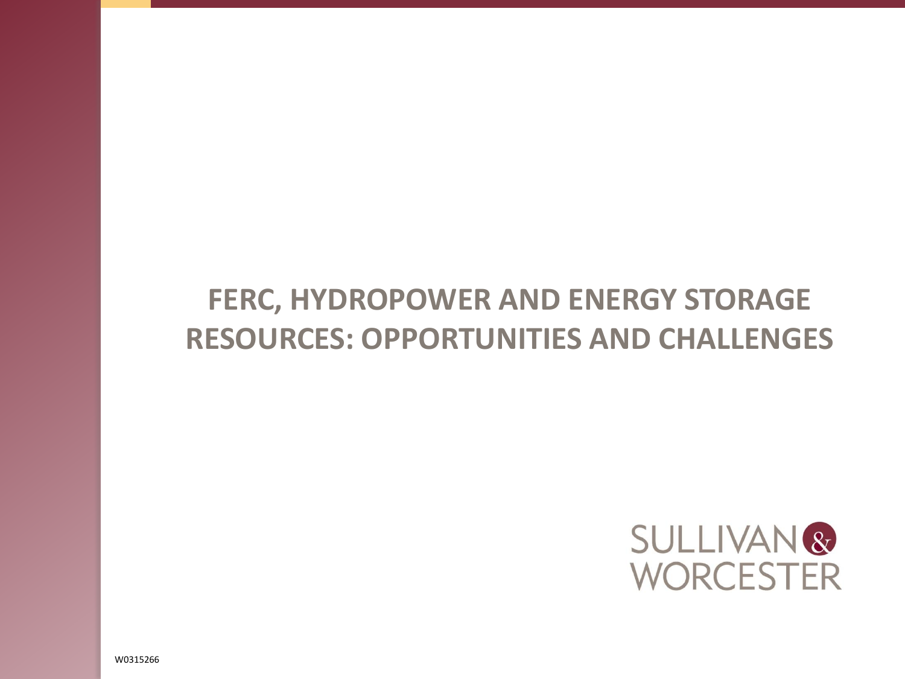# FERC, HYDROPOWER AND ENERGY STORAGE RESOURCES: OPPORTUNITIES AND CHALLENGES

SULLIVAN & WORCESTER

W0315266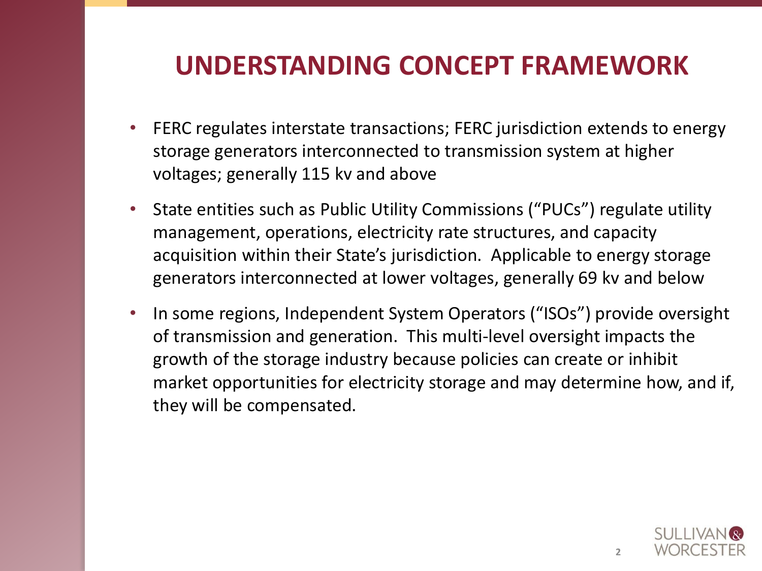# UNDERSTANDING CONCEPT FRAMEWORK

- FERC regulates interstate transactions; FERC jurisdiction extends to energy storage generators interconnected to transmission system at higher voltages; generally 115 kv and above
- State entities such as Public Utility Commissions ("PUCs") regulate utility management, operations, electricity rate structures, and capacity acquisition within their State's jurisdiction. Applicable to energy storage generators interconnected at lower voltages, generally 69 kv and below
- In some regions, Independent System Operators ("ISOs") provide oversight of transmission and generation. This multi-level oversight impacts the growth of the storage industry because policies can create or inhibit market opportunities for electricity storage and may determine how, and if, they will be compensated.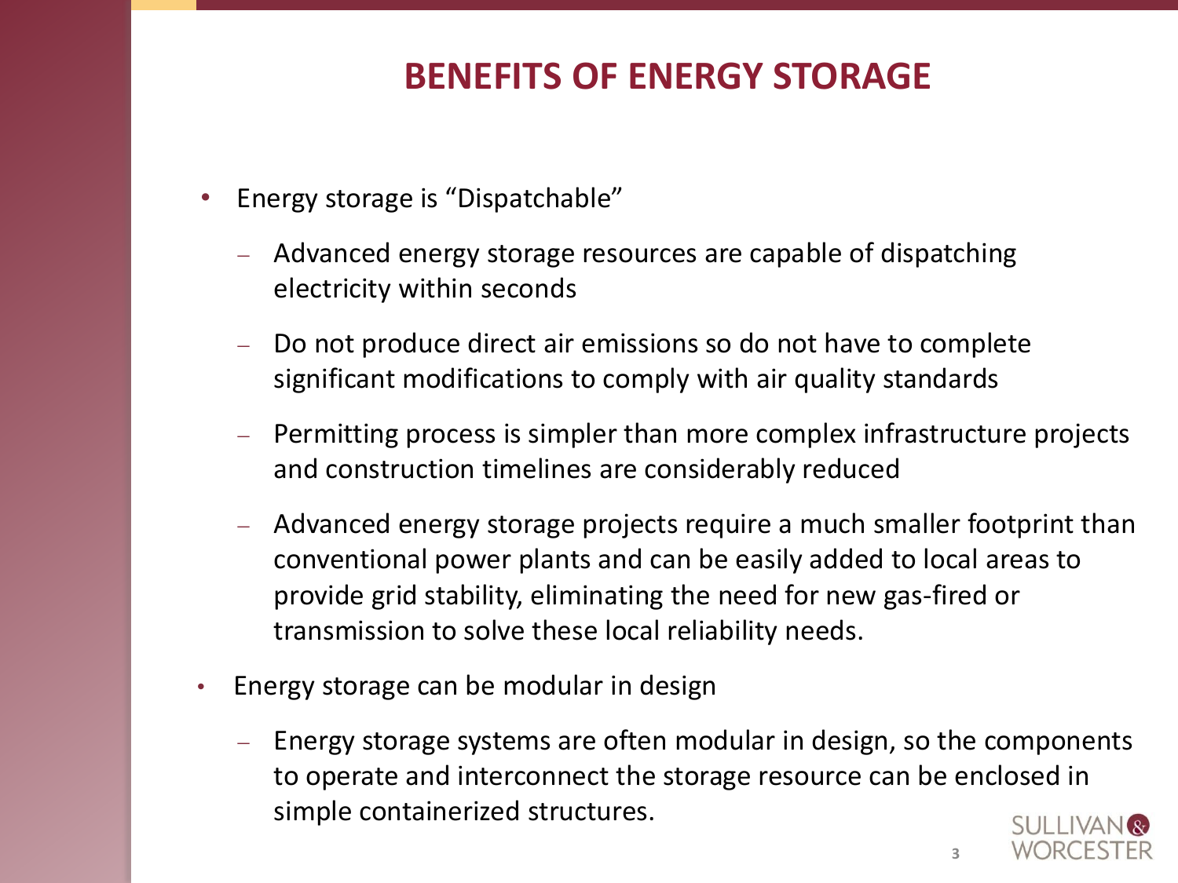# BENEFITS OF ENERGY STORAGE

- Energy storage is "Dispatchable"
  - Advanced energy storage resources are capable of dispatching electricity within seconds
  - Do not produce direct air emissions so do not have to complete significant modifications to comply with air quality standards
  - Permitting process is simpler than more complex infrastructure projects and construction timelines are considerably reduced
  - Advanced energy storage projects require a much smaller footprint than conventional power plants and can be easily added to local areas to provide grid stability, eliminating the need for new gas-fired or transmission to solve these local reliability needs.
- Energy storage can be modular in design
  - Energy storage systems are often modular in design, so the components to operate and interconnect the storage resource can be enclosed in simple containerized structures.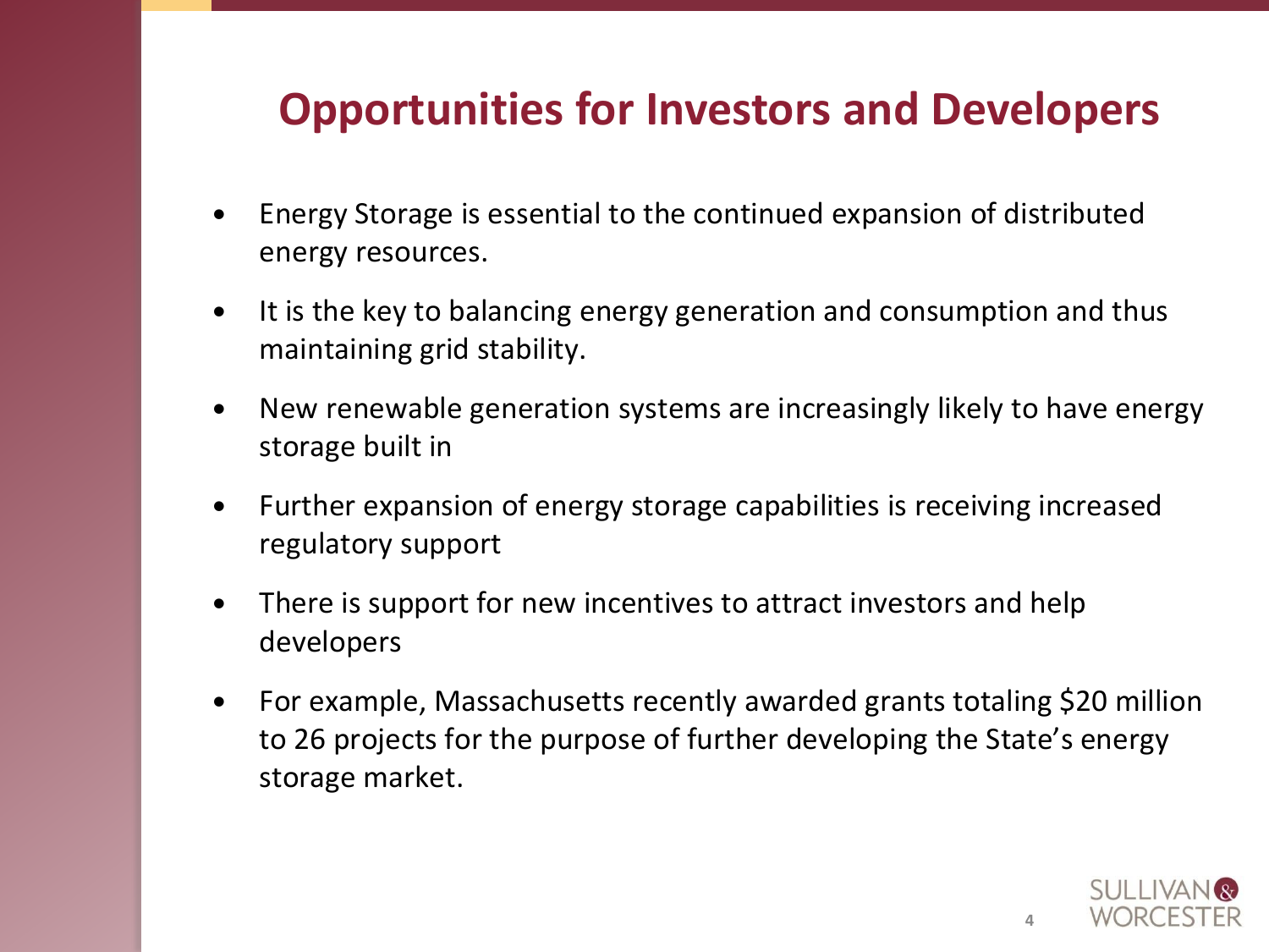# Opportunities for Investors and Developers

- Energy Storage is essential to the continued expansion of distributed energy resources.
- It is the key to balancing energy generation and consumption and thus maintaining grid stability.
- New renewable generation systems are increasingly likely to have energy storage built in
- Further expansion of energy storage capabilities is receiving increased regulatory support
- There is support for new incentives to attract investors and help developers
- For example, Massachusetts recently awarded grants totaling $20 million to 26 projects for the purpose of further developing the State's energy storage market.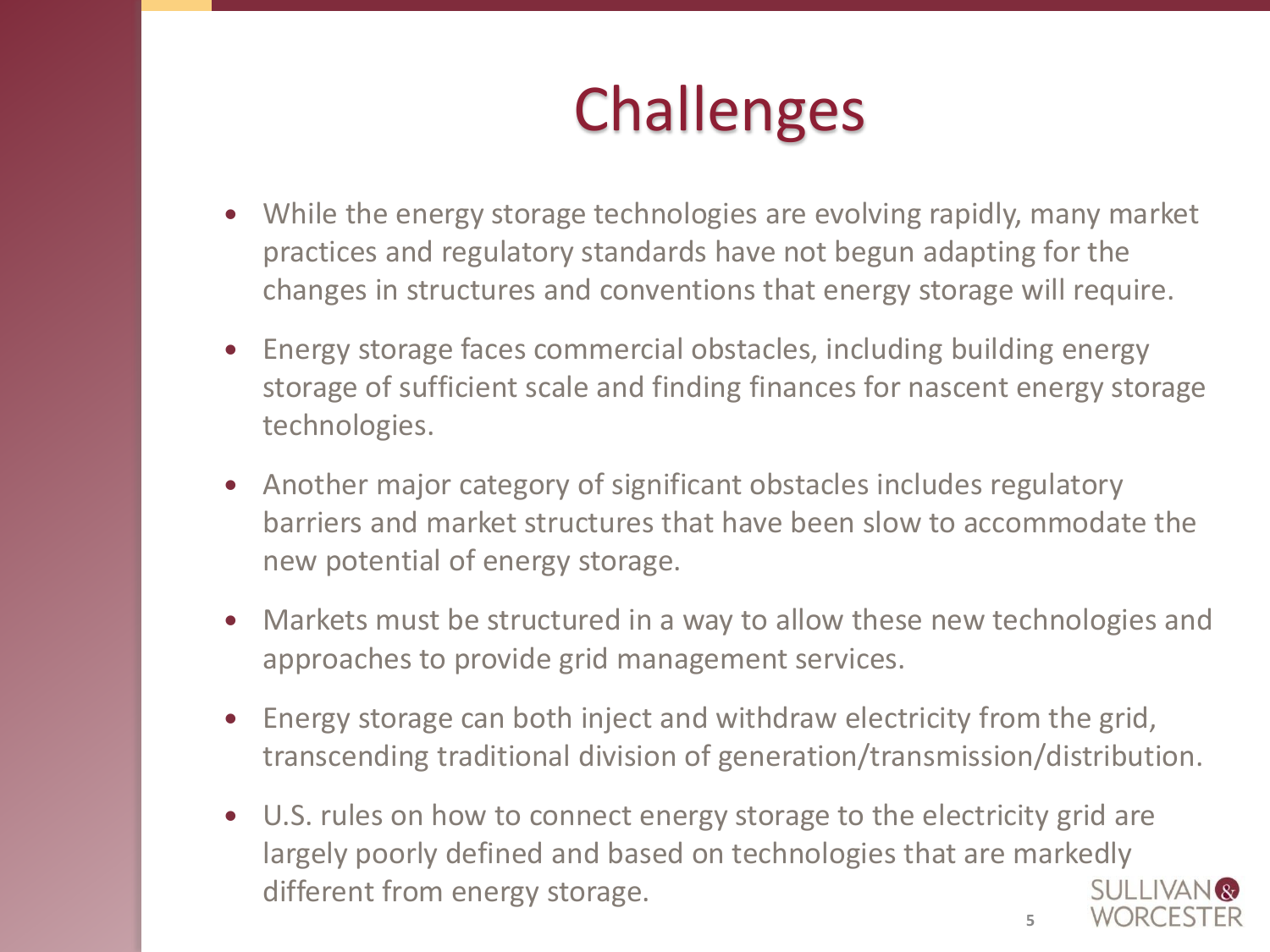# Challenges

- While the energy storage technologies are evolving rapidly, many market practices and regulatory standards have not begun adapting for the changes in structures and conventions that energy storage will require.
- Energy storage faces commercial obstacles, including building energy storage of sufficient scale and finding finances for nascent energy storage technologies.
- Another major category of significant obstacles includes regulatory barriers and market structures that have been slow to accommodate the new potential of energy storage.
- Markets must be structured in a way to allow these new technologies and approaches to provide grid management services.
- Energy storage can both inject and withdraw electricity from the grid, transcending traditional division of generation/transmission/distribution.
- U.S. rules on how to connect energy storage to the electricity grid are largely poorly defined and based on technologies that are markedly different from energy storage.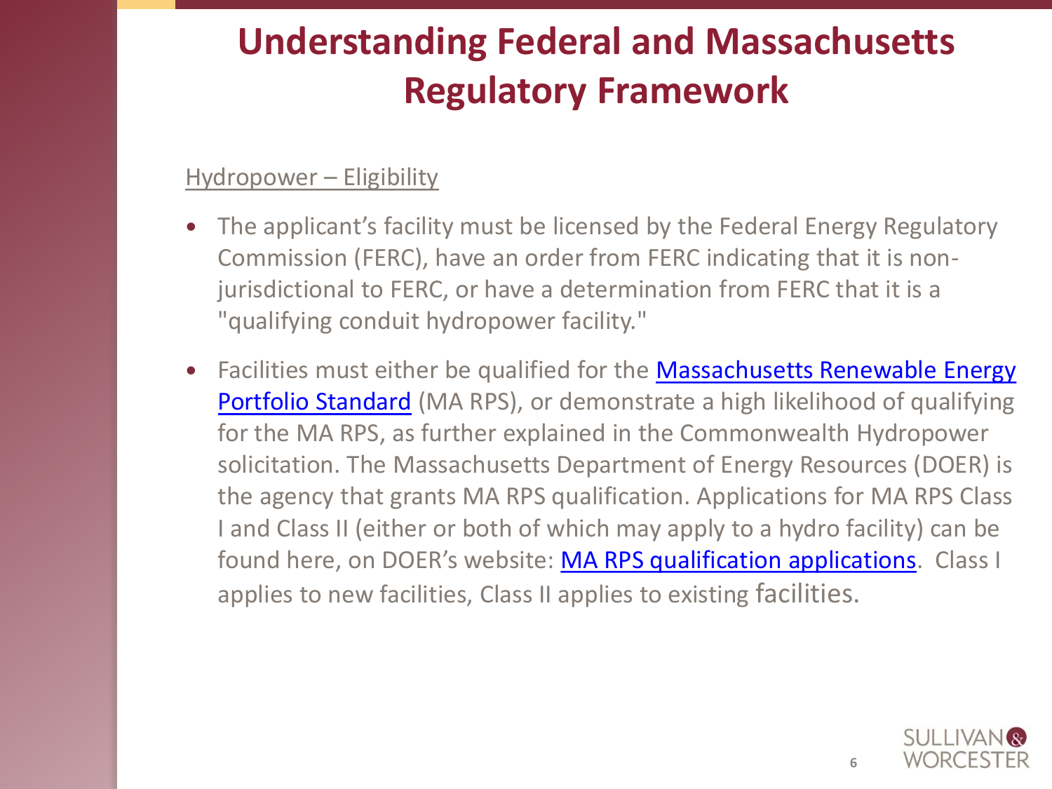# Understanding Federal and Massachusetts Regulatory Framework

Hydropower – Eligibility

- The applicant's facility must be licensed by the Federal Energy Regulatory Commission (FERC), have an order from FERC indicating that it is non-jurisdictional to FERC, or have a determination from FERC that it is a "qualifying conduit hydropower facility."
- Facilities must either be qualified for the Massachusetts Renewable Energy Portfolio Standard (MA RPS), or demonstrate a high likelihood of qualifying for the MA RPS, as further explained in the Commonwealth Hydropower solicitation. The Massachusetts Department of Energy Resources (DOER) is the agency that grants MA RPS qualification. Applications for MA RPS Class I and Class II (either or both of which may apply to a hydro facility) can be found here, on DOER's website: MA RPS qualification applications. Class I applies to new facilities, Class II applies to existing facilities.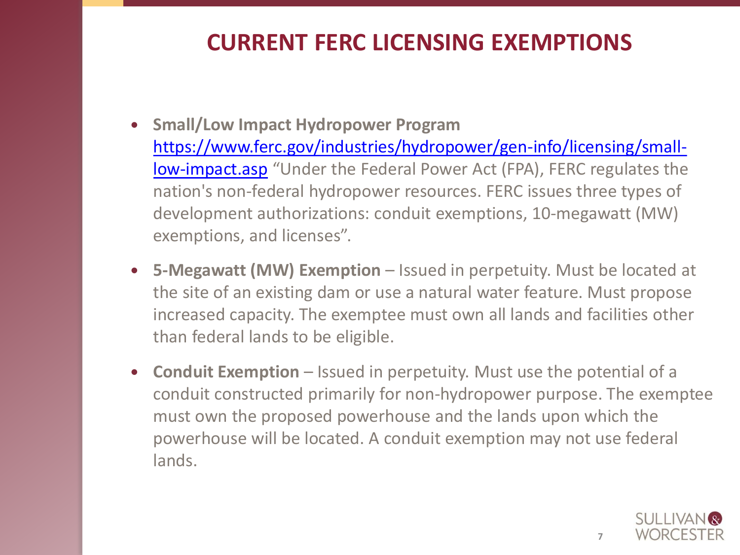# CURRENT FERC LICENSING EXEMPTIONS

- **Small/Low Impact Hydropower Program** [https://www.ferc.gov/industries/hydropower/gen-info/licensing/small-low-impact.asp](https://www.ferc.gov/industries/hydropower/gen-info/licensing/small-low-impact.asp) "Under the Federal Power Act (FPA), FERC regulates the nation's non-federal hydropower resources. FERC issues three types of development authorizations: conduit exemptions, 10-megawatt (MW) exemptions, and licenses".
- **5-Megawatt (MW) Exemption** – Issued in perpetuity. Must be located at the site of an existing dam or use a natural water feature. Must propose increased capacity. The exemptee must own all lands and facilities other than federal lands to be eligible.
- **Conduit Exemption** – Issued in perpetuity. Must use the potential of a conduit constructed primarily for non-hydropower purpose. The exemptee must own the proposed powerhouse and the lands upon which the powerhouse will be located. A conduit exemption may not use federal lands.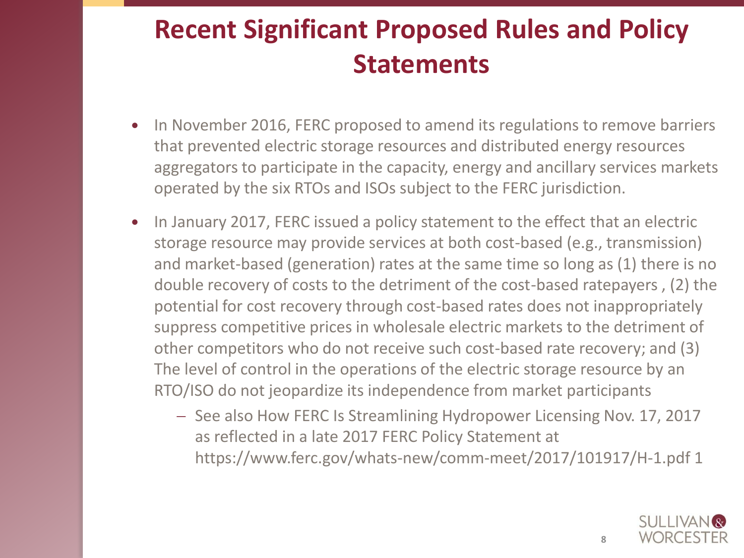# Recent Significant Proposed Rules and Policy Statements

- In November 2016, FERC proposed to amend its regulations to remove barriers that prevented electric storage resources and distributed energy resources aggregators to participate in the capacity, energy and ancillary services markets operated by the six RTOs and ISOs subject to the FERC jurisdiction.
- In January 2017, FERC issued a policy statement to the effect that an electric storage resource may provide services at both cost-based (e.g., transmission) and market-based (generation) rates at the same time so long as (1) there is no double recovery of costs to the detriment of the cost-based ratepayers , (2) the potential for cost recovery through cost-based rates does not inappropriately suppress competitive prices in wholesale electric markets to the detriment of other competitors who do not receive such cost-based rate recovery; and (3) The level of control in the operations of the electric storage resource by an RTO/ISO do not jeopardize its independence from market participants
  - See also How FERC Is Streamlining Hydropower Licensing Nov. 17, 2017 as reflected in a late 2017 FERC Policy Statement at https://www.ferc.gov/whats-new/comm-meet/2017/101917/H-1.pdf 1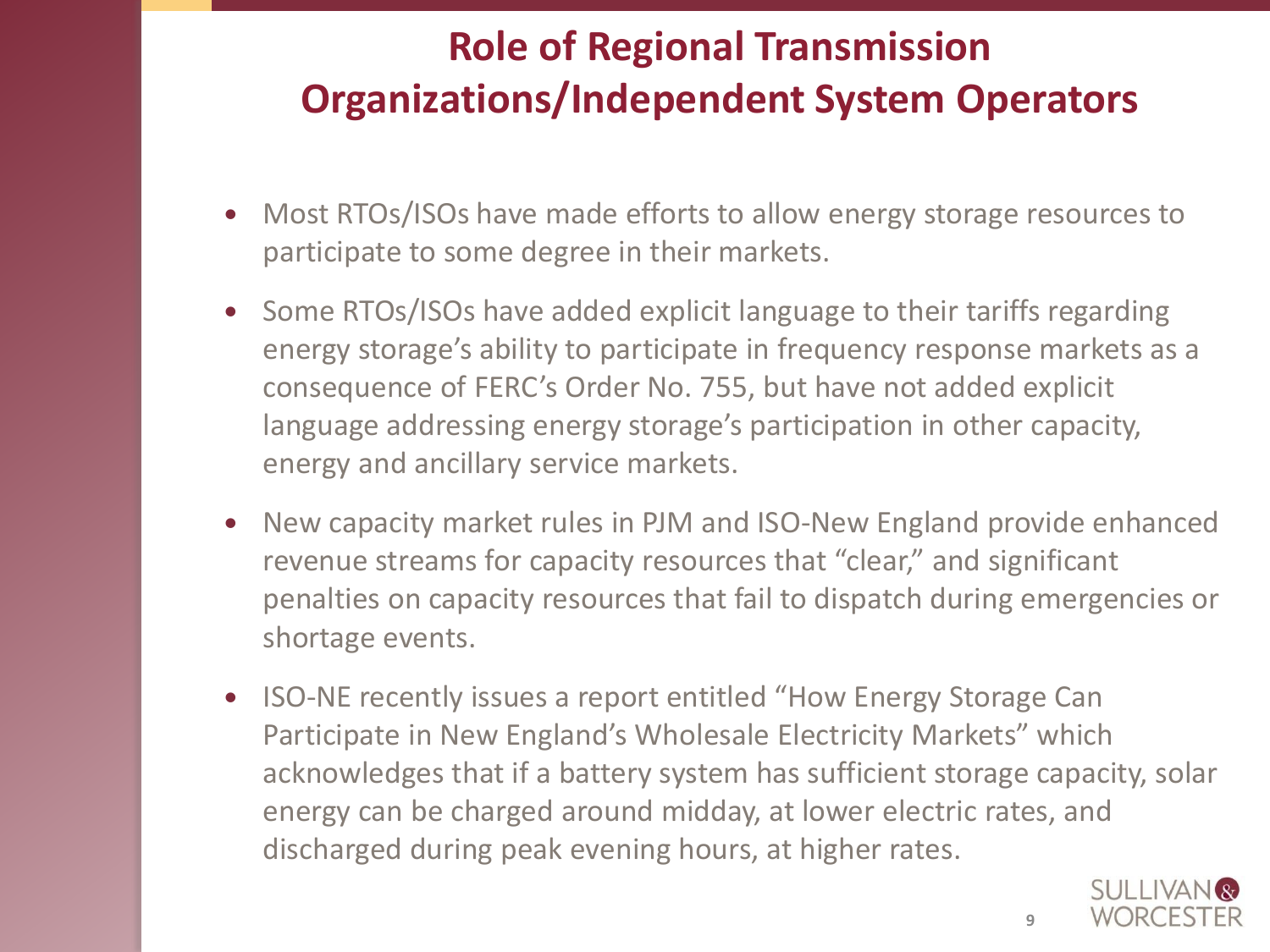# Role of Regional Transmission Organizations/Independent System Operators

- Most RTOs/ISOs have made efforts to allow energy storage resources to participate to some degree in their markets.
- Some RTOs/ISOs have added explicit language to their tariffs regarding energy storage's ability to participate in frequency response markets as a consequence of FERC's Order No. 755, but have not added explicit language addressing energy storage's participation in other capacity, energy and ancillary service markets.
- New capacity market rules in PJM and ISO-New England provide enhanced revenue streams for capacity resources that "clear," and significant penalties on capacity resources that fail to dispatch during emergencies or shortage events.
- ISO-NE recently issues a report entitled "How Energy Storage Can Participate in New England's Wholesale Electricity Markets" which acknowledges that if a battery system has sufficient storage capacity, solar energy can be charged around midday, at lower electric rates, and discharged during peak evening hours, at higher rates.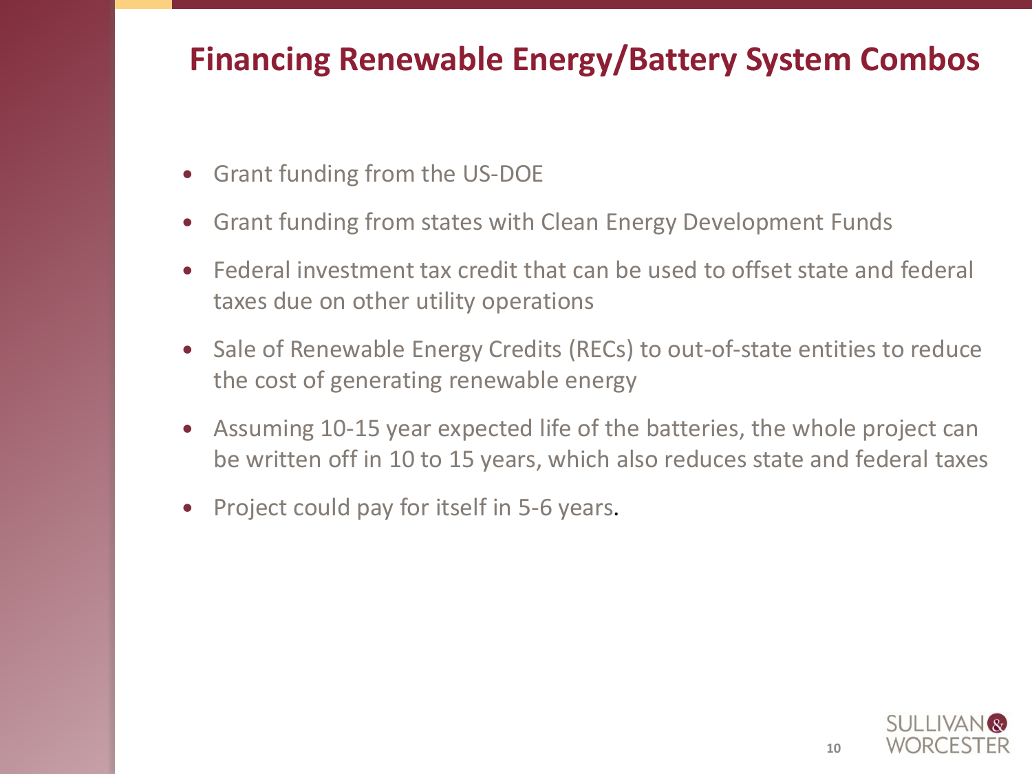# Financing Renewable Energy/Battery System Combos

- Grant funding from the US-DOE
- Grant funding from states with Clean Energy Development Funds
- Federal investment tax credit that can be used to offset state and federal taxes due on other utility operations
- Sale of Renewable Energy Credits (RECs) to out-of-state entities to reduce the cost of generating renewable energy
- Assuming 10-15 year expected life of the batteries, the whole project can be written off in 10 to 15 years, which also reduces state and federal taxes
- Project could pay for itself in 5-6 years.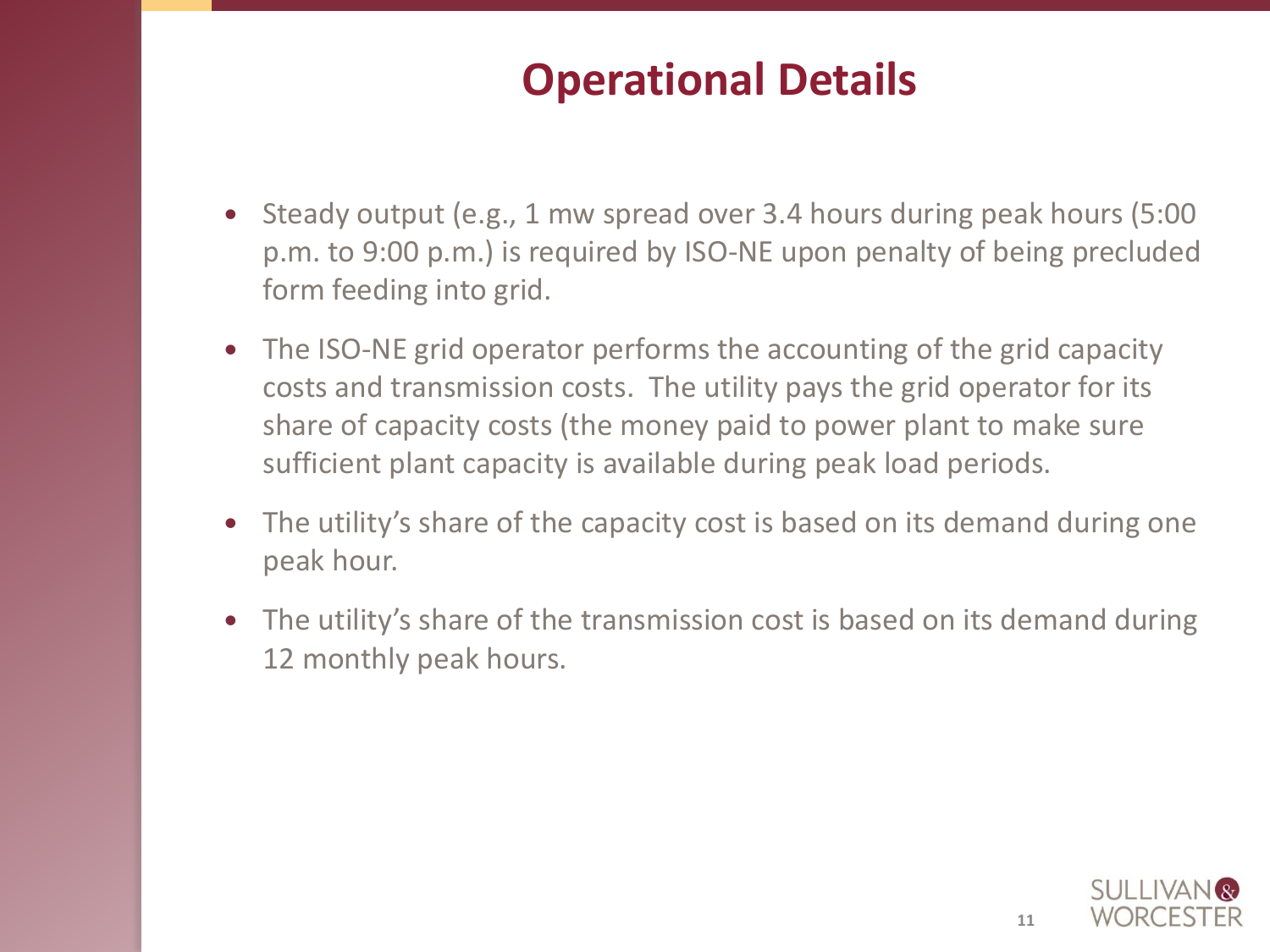# Operational Details

- Steady output (e.g., 1 mw spread over 3.4 hours during peak hours (5:00 p.m. to 9:00 p.m.) is required by ISO-NE upon penalty of being precluded form feeding into grid.
- The ISO-NE grid operator performs the accounting of the grid capacity costs and transmission costs. The utility pays the grid operator for its share of capacity costs (the money paid to power plant to make sure sufficient plant capacity is available during peak load periods.
- The utility's share of the capacity cost is based on its demand during one peak hour.
- The utility's share of the transmission cost is based on its demand during 12 monthly peak hours.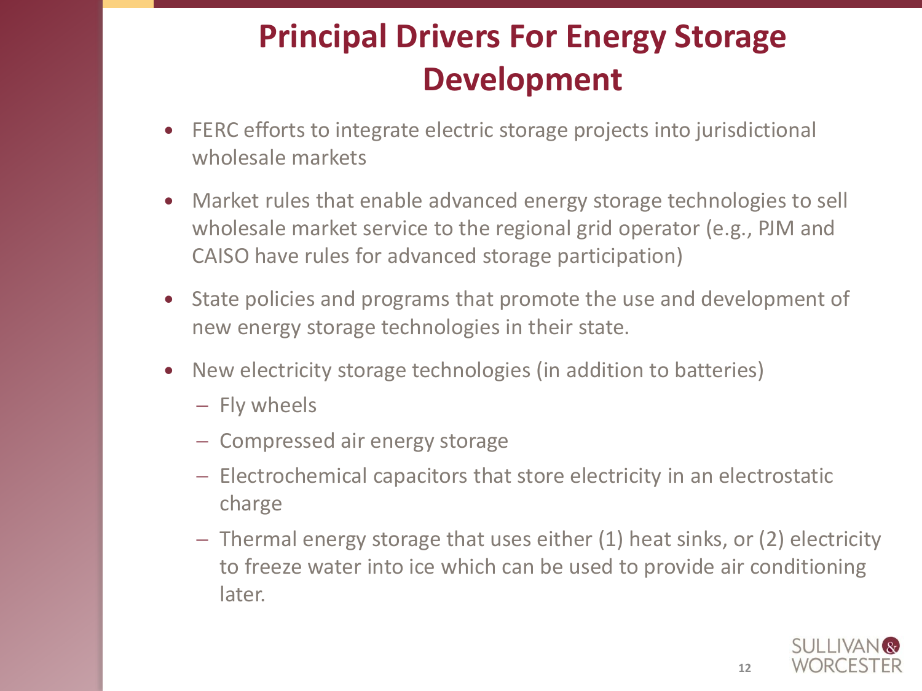# Principal Drivers For Energy Storage Development

- FERC efforts to integrate electric storage projects into jurisdictional wholesale markets
- Market rules that enable advanced energy storage technologies to sell wholesale market service to the regional grid operator (e.g., PJM and CAISO have rules for advanced storage participation)
- State policies and programs that promote the use and development of new energy storage technologies in their state.
- New electricity storage technologies (in addition to batteries)
  - Fly wheels
  - Compressed air energy storage
  - Electrochemical capacitors that store electricity in an electrostatic charge
  - Thermal energy storage that uses either (1) heat sinks, or (2) electricity to freeze water into ice which can be used to provide air conditioning later.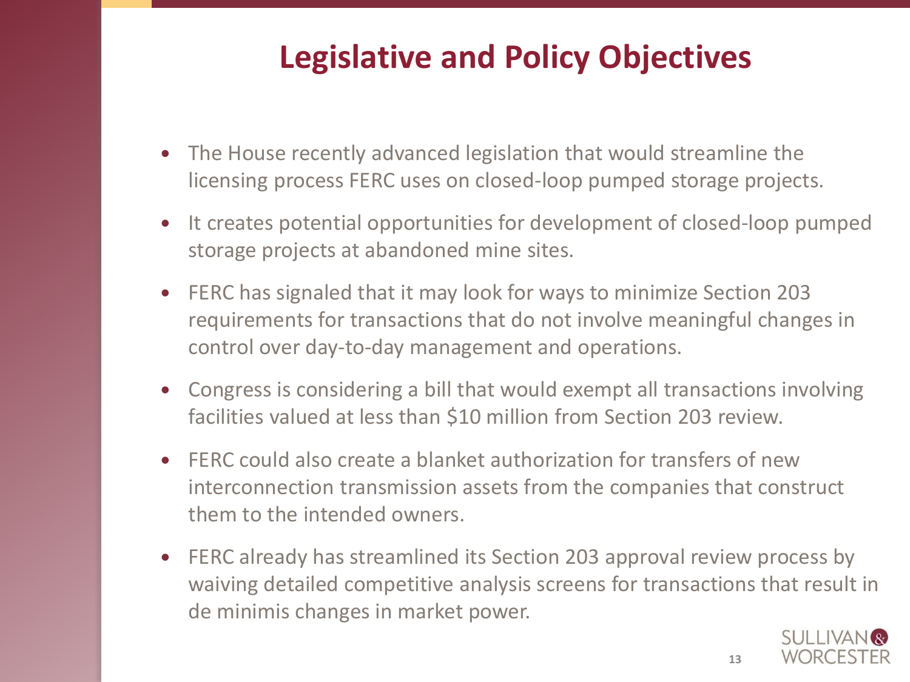# Legislative and Policy Objectives

- The House recently advanced legislation that would streamline the licensing process FERC uses on closed-loop pumped storage projects.
- It creates potential opportunities for development of closed-loop pumped storage projects at abandoned mine sites.
- FERC has signaled that it may look for ways to minimize Section 203 requirements for transactions that do not involve meaningful changes in control over day-to-day management and operations.
- Congress is considering a bill that would exempt all transactions involving facilities valued at less than $10 million from Section 203 review.
- FERC could also create a blanket authorization for transfers of new interconnection transmission assets from the companies that construct them to the intended owners.
- FERC already has streamlined its Section 203 approval review process by waiving detailed competitive analysis screens for transactions that result in de minimis changes in market power.